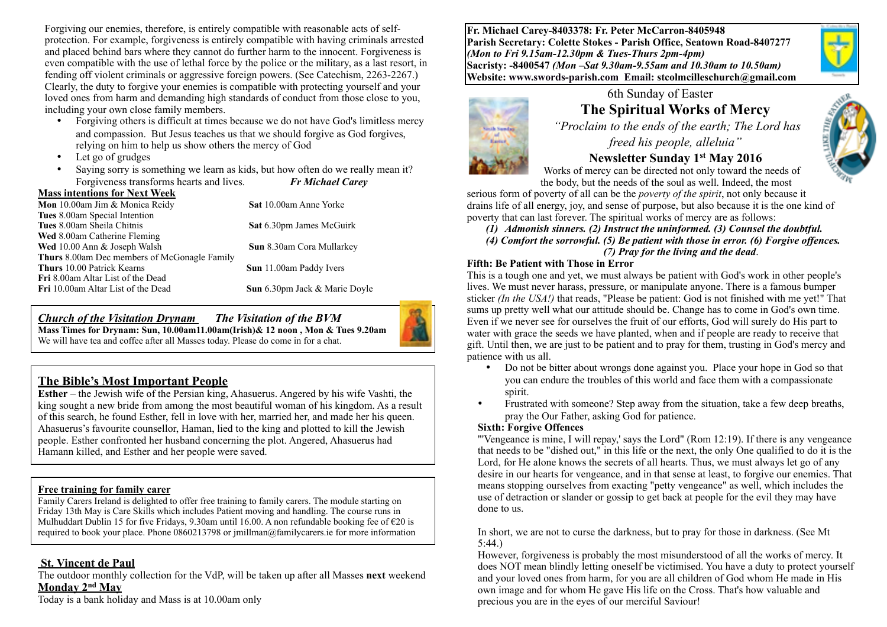Forgiving our enemies, therefore, is entirely compatible with reasonable acts of self-protection. For example, forgiveness is entirely compatible with having criminals arrested and placed behind bars where they cannot do further harm to the innocent. Forgiveness is even compatible with the use of lethal force by the police or the military, as a last resort, in fending off violent criminals or aggressive foreign powers. (See Catechism, 2263-2267.) Clearly, the duty to forgive your enemies is compatible with protecting yourself and your loved ones from harm and demanding high standards of conduct from those close to you, including your own close family members.

- Forgiving others is difficult at times because we do not have God's limitless mercy and compassion. But Jesus teaches us that we should forgive as God forgives, relying on him to help us show others the mercy of God
- Let go of grudges
- Saying sorry is something we learn as kids, but how often do we really mean it? Forgiveness transforms hearts and lives. ***Fr Michael Carey***

**Mass intentions for Next Week**

| | |
|---|---|
| **Mon** 10.00am Jim & Monica Reidy | **Sat** 10.00am Anne Yorke |
| **Tues** 8.00am Special Intention | |
| **Tues** 8.00am Sheila Chitnis | **Sat** 6.30pm James McGuirk |
| **Wed** 8.00am Catherine Fleming | |
| **Wed** 10.00 Ann & Joseph Walsh | **Sun** 8.30am Cora Mullarkey |
| **Thurs** 8.00am Dec members of McGonagle Family | |
| **Thurs** 10.00 Patrick Kearns | **Sun** 11.00am Paddy Ivers |
| **Fri** 8.00am Altar List of the Dead | |
| **Fri** 10.00am Altar List of the Dead | **Sun** 6.30pm Jack & Marie Doyle |

***Church of the Visitation Drynam*** ***The Visitation of the BVM***

**Mass Times for Drynam: Sun, 10.00am11.00am(Irish)& 12 noon , Mon & Tues 9.20am**

We will have tea and coffee after all Masses today. Please do come in for a chat.

## The Bible's Most Important People

**Esther** – the Jewish wife of the Persian king, Ahasuerus. Angered by his wife Vashti, the king sought a new bride from among the most beautiful woman of his kingdom. As a result of this search, he found Esther, fell in love with her, married her, and made her his queen. Ahasuerus's favourite counsellor, Haman, lied to the king and plotted to kill the Jewish people. Esther confronted her husband concerning the plot. Angered, Ahasuerus had Hamann killed, and Esther and her people were saved.

**Free training for family carer**

Family Carers Ireland is delighted to offer free training to family carers. The module starting on Friday 13th May is Care Skills which includes Patient moving and handling. The course runs in Mulhuddart Dublin 15 for five Fridays, 9.30am until 16.00. A non refundable booking fee of €20 is required to book your place. Phone 0860213798 or jmillman@familycarers.ie for more information

## St. Vincent de Paul

The outdoor monthly collection for the VdP, will be taken up after all Masses **next** weekend

**Monday 2nd May**

Today is a bank holiday and Mass is at 10.00am only

**Fr. Michael Carey-8403378: Fr. Peter McCarron-8405948**
**Parish Secretary: Colette Stokes - Parish Office, Seatown Road-8407277**
***(Mon to Fri 9.15am-12.30pm & Tues-Thurs 2pm-4pm)***
**Sacristy: -8400547** ***(Mon –Sat 9.30am-9.55am and 10.30am to 10.50am)***
**Website: www.swords-parish.com Email: stcolmcilleschurch@gmail.com**

6th Sunday of Easter

# The Spiritual Works of Mercy

*"Proclaim to the ends of the earth; The Lord has freed his people, alleluia"*

### Newsletter Sunday 1st May 2016

Works of mercy can be directed not only toward the needs of the body, but the needs of the soul as well. Indeed, the most serious form of poverty of all can be the *poverty of the spirit*, not only because it drains life of all energy, joy, and sense of purpose, but also because it is the one kind of poverty that can last forever. The spiritual works of mercy are as follows:

***(1) Admonish sinners. (2) Instruct the uninformed. (3) Counsel the doubtful. (4) Comfort the sorrowful. (5) Be patient with those in error. (6) Forgive offences. (7) Pray for the living and the dead.***

**Fifth: Be Patient with Those in Error**

This is a tough one and yet, we must always be patient with God's work in other people's lives. We must never harass, pressure, or manipulate anyone. There is a famous bumper sticker *(In the USA!)* that reads, "Please be patient: God is not finished with me yet!" That sums up pretty well what our attitude should be. Change has to come in God's own time. Even if we never see for ourselves the fruit of our efforts, God will surely do His part to water with grace the seeds we have planted, when and if people are ready to receive that gift. Until then, we are just to be patient and to pray for them, trusting in God's mercy and patience with us all.

- Do not be bitter about wrongs done against you. Place your hope in God so that you can endure the troubles of this world and face them with a compassionate spirit.
- Frustrated with someone? Step away from the situation, take a few deep breaths, pray the Our Father, asking God for patience.

**Sixth: Forgive Offences**

"'Vengeance is mine, I will repay,' says the Lord" (Rom 12:19). If there is any vengeance that needs to be "dished out," in this life or the next, the only One qualified to do it is the Lord, for He alone knows the secrets of all hearts. Thus, we must always let go of any desire in our hearts for vengeance, and in that sense at least, to forgive our enemies. That means stopping ourselves from exacting "petty vengeance" as well, which includes the use of detraction or slander or gossip to get back at people for the evil they may have done to us.

In short, we are not to curse the darkness, but to pray for those in darkness. (See Mt 5:44.)

However, forgiveness is probably the most misunderstood of all the works of mercy. It does NOT mean blindly letting oneself be victimised. You have a duty to protect yourself and your loved ones from harm, for you are all children of God whom He made in His own image and for whom He gave His life on the Cross. That's how valuable and precious you are in the eyes of our merciful Saviour!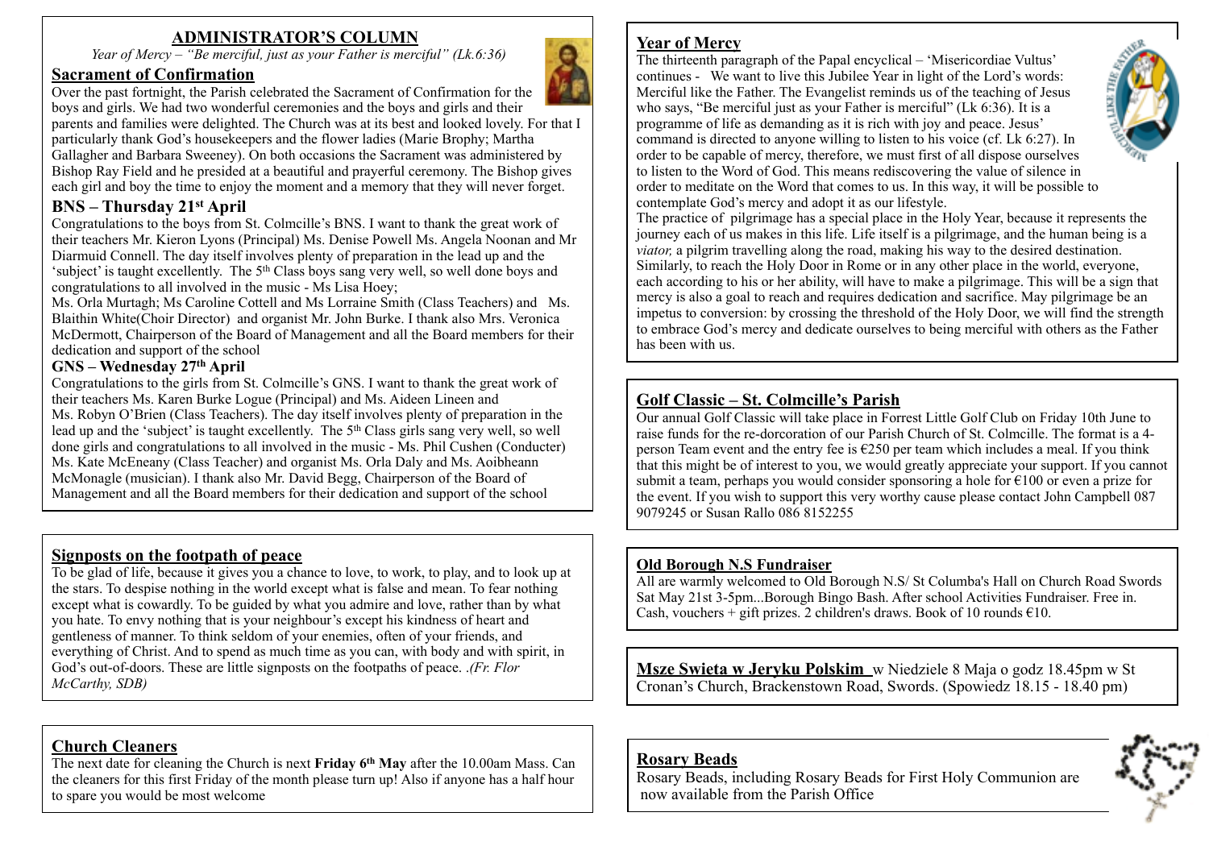## ADMINISTRATOR'S COLUMN

*Year of Mercy – "Be merciful, just as your Father is merciful" (Lk.6:36)*

### Sacrament of Confirmation

Over the past fortnight, the Parish celebrated the Sacrament of Confirmation for the boys and girls. We had two wonderful ceremonies and the boys and girls and their parents and families were delighted. The Church was at its best and looked lovely. For that I particularly thank God's housekeepers and the flower ladies (Marie Brophy; Martha Gallagher and Barbara Sweeney). On both occasions the Sacrament was administered by Bishop Ray Field and he presided at a beautiful and prayerful ceremony. The Bishop gives each girl and boy the time to enjoy the moment and a memory that they will never forget.

### BNS – Thursday 21st April

Congratulations to the boys from St. Colmcille's BNS. I want to thank the great work of their teachers Mr. Kieron Lyons (Principal) Ms. Denise Powell Ms. Angela Noonan and Mr Diarmuid Connell. The day itself involves plenty of preparation in the lead up and the 'subject' is taught excellently. The 5th Class boys sang very well, so well done boys and congratulations to all involved in the music - Ms Lisa Hoey;
Ms. Orla Murtagh; Ms Caroline Cottell and Ms Lorraine Smith (Class Teachers) and Ms. Blaithin White(Choir Director) and organist Mr. John Burke. I thank also Mrs. Veronica McDermott, Chairperson of the Board of Management and all the Board members for their dedication and support of the school

### GNS – Wednesday 27th April

Congratulations to the girls from St. Colmcille's GNS. I want to thank the great work of their teachers Ms. Karen Burke Logue (Principal) and Ms. Aideen Lineen and Ms. Robyn O'Brien (Class Teachers). The day itself involves plenty of preparation in the lead up and the 'subject' is taught excellently. The 5th Class girls sang very well, so well done girls and congratulations to all involved in the music - Ms. Phil Cushen (Conducter) Ms. Kate McEneany (Class Teacher) and organist Ms. Orla Daly and Ms. Aoibheann McMonagle (musician). I thank also Mr. David Begg, Chairperson of the Board of Management and all the Board members for their dedication and support of the school

### Signposts on the footpath of peace

To be glad of life, because it gives you a chance to love, to work, to play, and to look up at the stars. To despise nothing in the world except what is false and mean. To fear nothing except what is cowardly. To be guided by what you admire and love, rather than by what you hate. To envy nothing that is your neighbour's except his kindness of heart and gentleness of manner. To think seldom of your enemies, often of your friends, and everything of Christ. And to spend as much time as you can, with body and with spirit, in God's out-of-doors. These are little signposts on the footpaths of peace. .*(Fr. Flor McCarthy, SDB)*

### Church Cleaners

The next date for cleaning the Church is next **Friday 6th May** after the 10.00am Mass. Can the cleaners for this first Friday of the month please turn up! Also if anyone has a half hour to spare you would be most welcome

### Year of Mercy

The thirteenth paragraph of the Papal encyclical – 'Misericordiae Vultus' continues - We want to live this Jubilee Year in light of the Lord's words: Merciful like the Father. The Evangelist reminds us of the teaching of Jesus who says, "Be merciful just as your Father is merciful" (Lk 6:36). It is a programme of life as demanding as it is rich with joy and peace. Jesus' command is directed to anyone willing to listen to his voice (cf. Lk 6:27). In order to be capable of mercy, therefore, we must first of all dispose ourselves to listen to the Word of God. This means rediscovering the value of silence in order to meditate on the Word that comes to us. In this way, it will be possible to contemplate God's mercy and adopt it as our lifestyle.
The practice of pilgrimage has a special place in the Holy Year, because it represents the journey each of us makes in this life. Life itself is a pilgrimage, and the human being is a *viator,* a pilgrim travelling along the road, making his way to the desired destination. Similarly, to reach the Holy Door in Rome or in any other place in the world, everyone, each according to his or her ability, will have to make a pilgrimage. This will be a sign that mercy is also a goal to reach and requires dedication and sacrifice. May pilgrimage be an impetus to conversion: by crossing the threshold of the Holy Door, we will find the strength to embrace God's mercy and dedicate ourselves to being merciful with others as the Father has been with us.

### Golf Classic – St. Colmcille's Parish

Our annual Golf Classic will take place in Forrest Little Golf Club on Friday 10th June to raise funds for the re-dorcoration of our Parish Church of St. Colmcille. The format is a 4-person Team event and the entry fee is €250 per team which includes a meal. If you think that this might be of interest to you, we would greatly appreciate your support. If you cannot submit a team, perhaps you would consider sponsoring a hole for €100 or even a prize for the event. If you wish to support this very worthy cause please contact John Campbell 087 9079245 or Susan Rallo 086 8152255

### Old Borough N.S Fundraiser

All are warmly welcomed to Old Borough N.S/ St Columba's Hall on Church Road Swords Sat May 21st 3-5pm...Borough Bingo Bash. After school Activities Fundraiser. Free in. Cash, vouchers + gift prizes. 2 children's draws. Book of 10 rounds €10.

**Msze Swieta w Jeryku Polskim** w Niedziele 8 Maja o godz 18.45pm w St Cronan's Church, Brackenstown Road, Swords. (Spowiedz 18.15 - 18.40 pm)

### Rosary Beads

Rosary Beads, including Rosary Beads for First Holy Communion are now available from the Parish Office